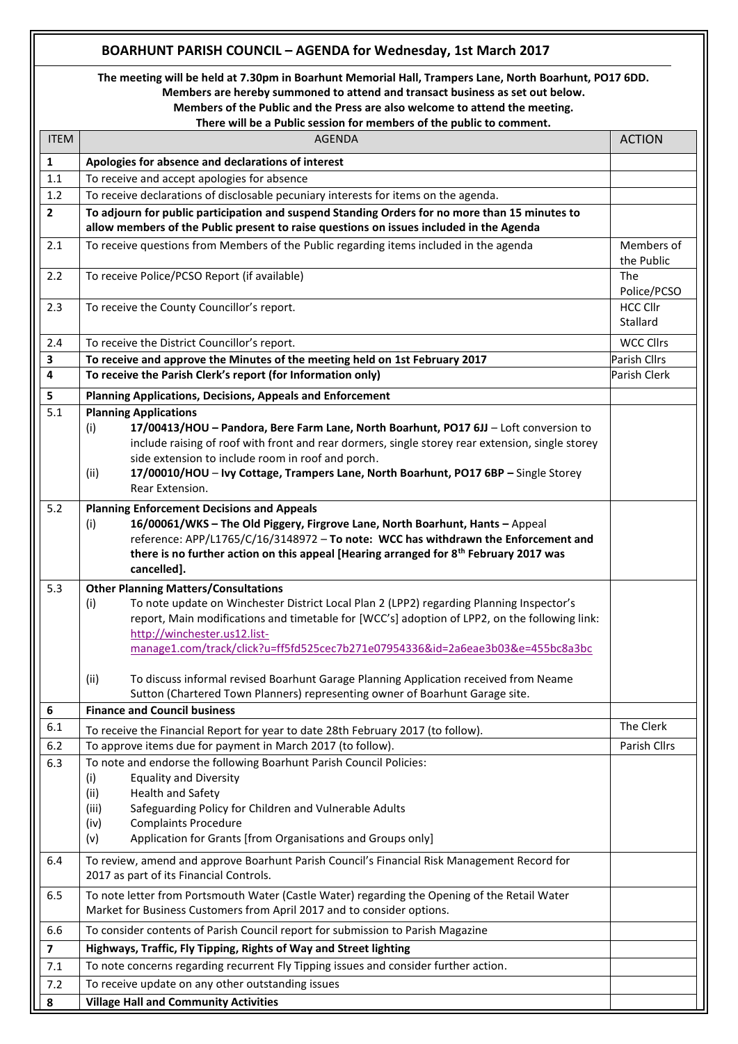# BOARHUNT PARISH COUNCIL – AGENDA for Wednesday, 1st March 2017

**The meeting will be held at 7.30pm in Boarhunt Memorial Hall, Trampers Lane, North Boarhunt, PO17 6DD.**
**Members are hereby summoned to attend and transact business as set out below.**
**Members of the Public and the Press are also welcome to attend the meeting.**
**There will be a Public session for members of the public to comment.**

| ITEM | AGENDA | ACTION |
|---|---|---|
| **1** | **Apologies for absence and declarations of interest** | |
| 1.1 | To receive and accept apologies for absence | |
| 1.2 | To receive declarations of disclosable pecuniary interests for items on the agenda. | |
| **2** | **To adjourn for public participation and suspend Standing Orders for no more than 15 minutes to allow members of the Public present to raise questions on issues included in the Agenda** | |
| 2.1 | To receive questions from Members of the Public regarding items included in the agenda | Members of the Public |
| 2.2 | To receive Police/PCSO Report (if available) | The Police/PCSO |
| 2.3 | To receive the County Councillor's report. | HCC Cllr Stallard |
| 2.4 | To receive the District Councillor's report. | WCC Cllrs |
| **3** | **To receive and approve the Minutes of the meeting held on 1st February 2017** | Parish Cllrs |
| **4** | **To receive the Parish Clerk's report (for Information only)** | Parish Clerk |
| **5** | **Planning Applications, Decisions, Appeals and Enforcement** | |
| 5.1 | **Planning Applications**<br>(i) **17/00413/HOU – Pandora, Bere Farm Lane, North Boarhunt, PO17 6JJ** – Loft conversion to include raising of roof with front and rear dormers, single storey rear extension, single storey side extension to include room in roof and porch.<br>(ii) **17/00010/HOU** – **Ivy Cottage, Trampers Lane, North Boarhunt, PO17 6BP –** Single Storey Rear Extension. | |
| 5.2 | **Planning Enforcement Decisions and Appeals**<br>(i) **16/00061/WKS – The Old Piggery, Firgrove Lane, North Boarhunt, Hants –** Appeal reference: APP/L1765/C/16/3148972 – **To note: WCC has withdrawn the Enforcement and there is no further action on this appeal [Hearing arranged for 8th February 2017 was cancelled].** | |
| 5.3 | **Other Planning Matters/Consultations**<br>(i) To note update on Winchester District Local Plan 2 (LPP2) regarding Planning Inspector's report, Main modifications and timetable for [WCC's] adoption of LPP2, on the following link: http://winchester.us12.list-manage1.com/track/click?u=ff5fd525cec7b271e07954336&id=2a6eae3b03&e=455bc8a3bc<br>(ii) To discuss informal revised Boarhunt Garage Planning Application received from Neame Sutton (Chartered Town Planners) representing owner of Boarhunt Garage site. | |
| **6** | **Finance and Council business** | |
| 6.1 | To receive the Financial Report for year to date 28th February 2017 (to follow). | The Clerk |
| 6.2 | To approve items due for payment in March 2017 (to follow). | Parish Cllrs |
| 6.3 | To note and endorse the following Boarhunt Parish Council Policies:<br>(i) Equality and Diversity<br>(ii) Health and Safety<br>(iii) Safeguarding Policy for Children and Vulnerable Adults<br>(iv) Complaints Procedure<br>(v) Application for Grants [from Organisations and Groups only] | |
| 6.4 | To review, amend and approve Boarhunt Parish Council's Financial Risk Management Record for 2017 as part of its Financial Controls. | |
| 6.5 | To note letter from Portsmouth Water (Castle Water) regarding the Opening of the Retail Water Market for Business Customers from April 2017 and to consider options. | |
| 6.6 | To consider contents of Parish Council report for submission to Parish Magazine | |
| **7** | **Highways, Traffic, Fly Tipping, Rights of Way and Street lighting** | |
| 7.1 | To note concerns regarding recurrent Fly Tipping issues and consider further action. | |
| 7.2 | To receive update on any other outstanding issues | |
| **8** | **Village Hall and Community Activities** | |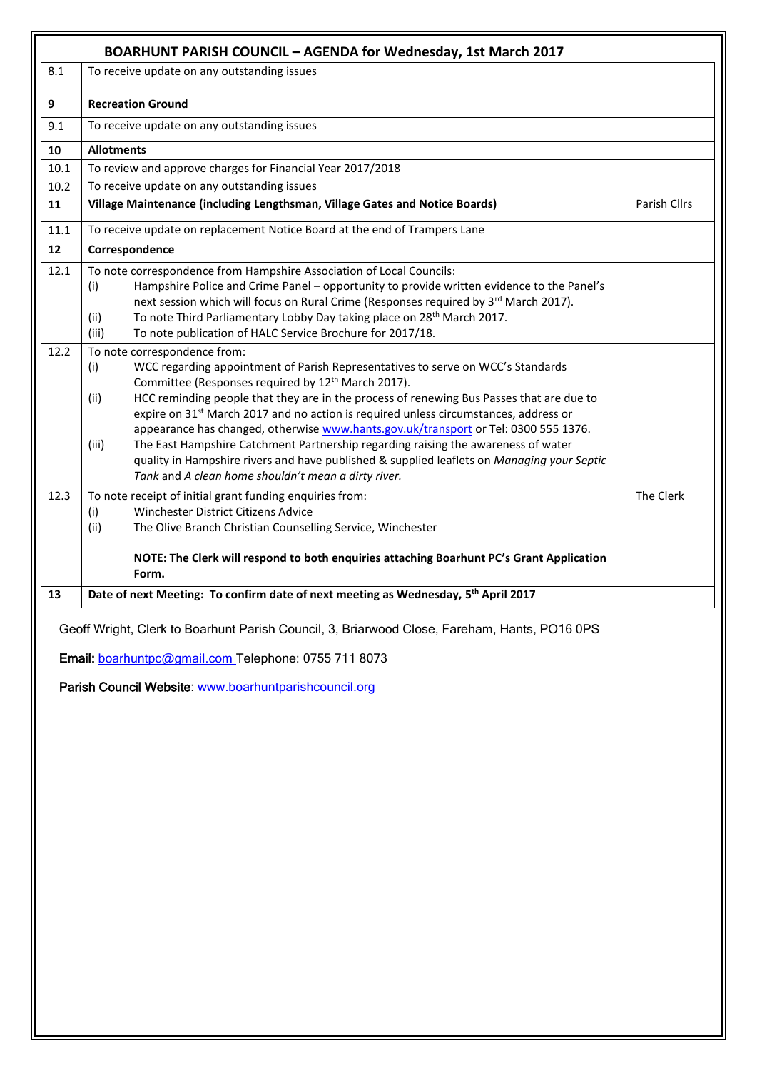## BOARHUNT PARISH COUNCIL – AGENDA for Wednesday, 1st March 2017

| | | |
|---|---|---|
| 8.1 | To receive update on any outstanding issues | |
| **9** | **Recreation Ground** | |
| 9.1 | To receive update on any outstanding issues | |
| **10** | **Allotments** | |
| 10.1 | To review and approve charges for Financial Year 2017/2018 | |
| 10.2 | To receive update on any outstanding issues | |
| **11** | **Village Maintenance (including Lengthsman, Village Gates and Notice Boards)** | Parish Cllrs |
| 11.1 | To receive update on replacement Notice Board at the end of Trampers Lane | |
| **12** | **Correspondence** | |
| 12.1 | To note correspondence from Hampshire Association of Local Councils:<br>(i) Hampshire Police and Crime Panel – opportunity to provide written evidence to the Panel's next session which will focus on Rural Crime (Responses required by 3rd March 2017).<br>(ii) To note Third Parliamentary Lobby Day taking place on 28th March 2017.<br>(iii) To note publication of HALC Service Brochure for 2017/18. | |
| 12.2 | To note correspondence from:<br>(i) WCC regarding appointment of Parish Representatives to serve on WCC's Standards Committee (Responses required by 12th March 2017).<br>(ii) HCC reminding people that they are in the process of renewing Bus Passes that are due to expire on 31st March 2017 and no action is required unless circumstances, address or appearance has changed, otherwise www.hants.gov.uk/transport or Tel: 0300 555 1376.<br>(iii) The East Hampshire Catchment Partnership regarding raising the awareness of water quality in Hampshire rivers and have published & supplied leaflets on *Managing your Septic Tank* and *A clean home shouldn't mean a dirty river.* | |
| 12.3 | To note receipt of initial grant funding enquiries from:<br>(i) Winchester District Citizens Advice<br>(ii) The Olive Branch Christian Counselling Service, Winchester<br><br>**NOTE: The Clerk will respond to both enquiries attaching Boarhunt PC's Grant Application Form.** | The Clerk |
| **13** | **Date of next Meeting: To confirm date of next meeting as Wednesday, 5th April 2017** | |

Geoff Wright, Clerk to Boarhunt Parish Council, 3, Briarwood Close, Fareham, Hants, PO16 0PS

**Email:** boarhuntpc@gmail.com Telephone: 0755 711 8073

**Parish Council Website**: www.boarhuntparishcouncil.org